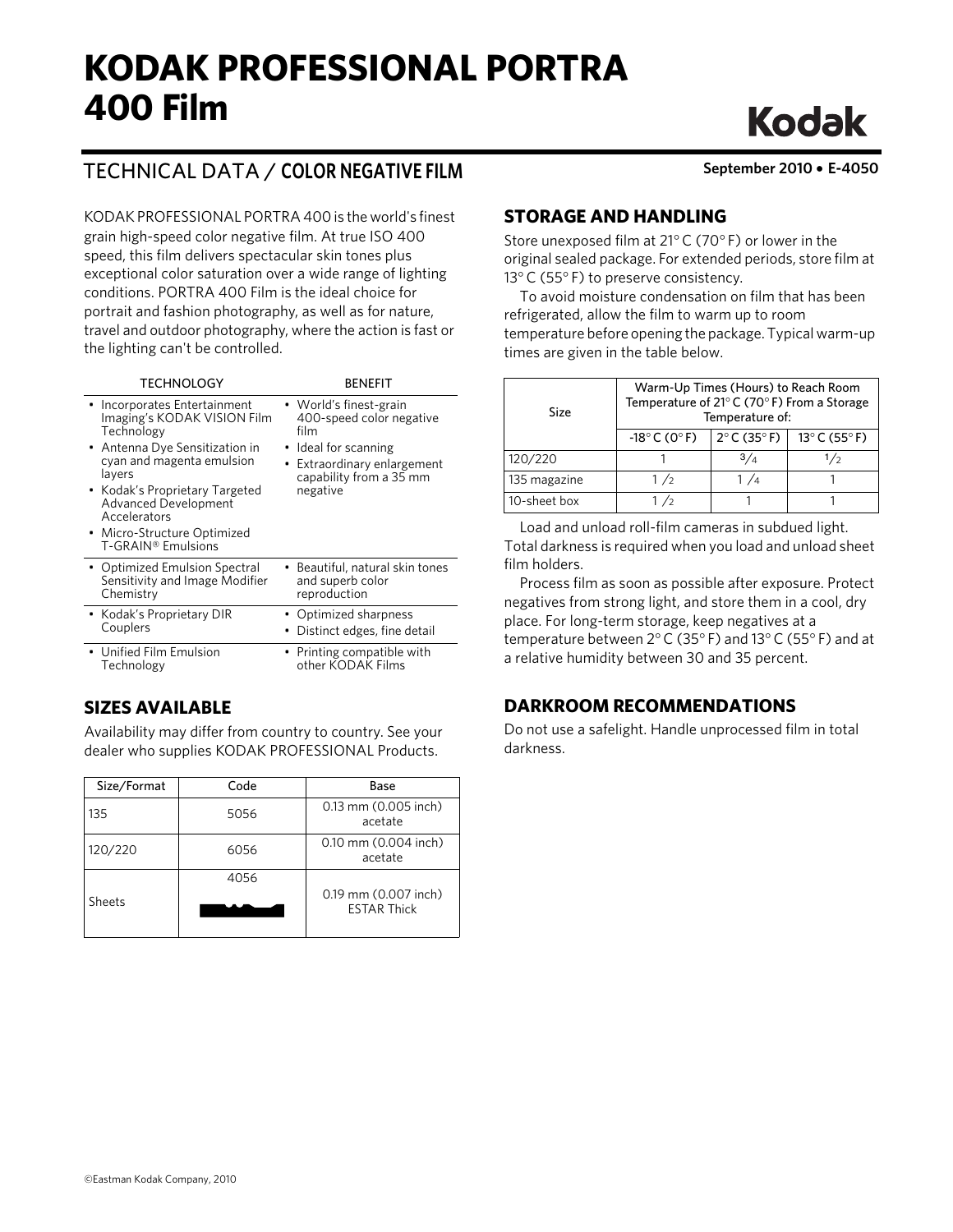# KODAK PROFESSIONAL PORTRA 400 Film

## TECHNICAL DATA / COLOR NEGATIVE FILM

**September 2010 • E-4050**

KODAK PROFESSIONAL PORTRA 400 is the world's finest grain high-speed color negative film. At true ISO 400 speed, this film delivers spectacular skin tones plus exceptional color saturation over a wide range of lighting conditions. PORTRA 400 Film is the ideal choice for portrait and fashion photography, as well as for nature, travel and outdoor photography, where the action is fast or the lighting can't be controlled.

| TECHNOLOGY | BENEFIT |
|---|---|
| • Incorporates Entertainment Imaging's KODAK VISION Film Technology<br>• Antenna Dye Sensitization in cyan and magenta emulsion layers<br>• Kodak's Proprietary Targeted Advanced Development Accelerators<br>• Micro-Structure Optimized T-GRAIN® Emulsions | • World's finest-grain 400-speed color negative film<br>• Ideal for scanning<br>• Extraordinary enlargement capability from a 35 mm negative |
| • Optimized Emulsion Spectral Sensitivity and Image Modifier Chemistry | • Beautiful, natural skin tones and superb color reproduction |
| • Kodak's Proprietary DIR Couplers | • Optimized sharpness<br>• Distinct edges, fine detail |
| • Unified Film Emulsion Technology | • Printing compatible with other KODAK Films |

## SIZES AVAILABLE

Availability may differ from country to country. See your dealer who supplies KODAK PROFESSIONAL Products.

| Size/Format | Code | Base |
|---|---|---|
| 135 | 5056 | 0.13 mm (0.005 inch) acetate |
| 120/220 | 6056 | 0.10 mm (0.004 inch) acetate |
| Sheets | 4056 | 0.19 mm (0.007 inch) ESTAR Thick |

## STORAGE AND HANDLING

Store unexposed film at 21° C (70° F) or lower in the original sealed package. For extended periods, store film at 13° C (55° F) to preserve consistency.

To avoid moisture condensation on film that has been refrigerated, allow the film to warm up to room temperature before opening the package. Typical warm-up times are given in the table below.

| Size | Warm-Up Times (Hours) to Reach Room Temperature of 21° C (70° F) From a Storage Temperature of: | | |
|---|---|---|---|
| | -18° C (0° F) | 2° C (35° F) | 13° C (55° F) |
| 120/220 | 1 | 3/4 | 1/2 |
| 135 magazine | 1 /2 | 1 /4 | 1 |
| 10-sheet box | 1 /2 | 1 | 1 |

Load and unload roll-film cameras in subdued light. Total darkness is required when you load and unload sheet film holders.

Process film as soon as possible after exposure. Protect negatives from strong light, and store them in a cool, dry place. For long-term storage, keep negatives at a temperature between 2° C (35° F) and 13° C (55° F) and at a relative humidity between 30 and 35 percent.

## DARKROOM RECOMMENDATIONS

Do not use a safelight. Handle unprocessed film in total darkness.

©Eastman Kodak Company, 2010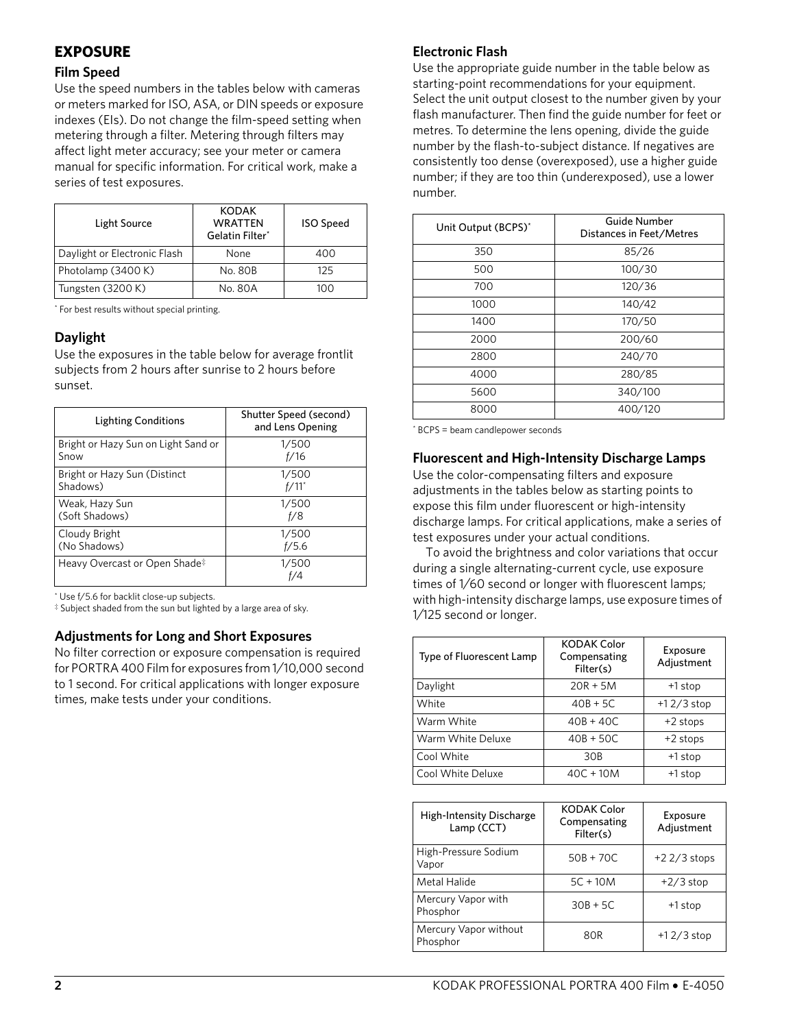## EXPOSURE

### Film Speed

Use the speed numbers in the tables below with cameras or meters marked for ISO, ASA, or DIN speeds or exposure indexes (EIs). Do not change the film-speed setting when metering through a filter. Metering through filters may affect light meter accuracy; see your meter or camera manual for specific information. For critical work, make a series of test exposures.

| Light Source | KODAK WRATTEN Gelatin Filter* | ISO Speed |
|---|---|---|
| Daylight or Electronic Flash | None | 400 |
| Photolamp (3400 K) | No. 80B | 125 |
| Tungsten (3200 K) | No. 80A | 100 |

* For best results without special printing.

### Daylight

Use the exposures in the table below for average frontlit subjects from 2 hours after sunrise to 2 hours before sunset.

| Lighting Conditions | Shutter Speed (second) and Lens Opening |
|---|---|
| Bright or Hazy Sun on Light Sand or Snow | 1/500 f/16 |
| Bright or Hazy Sun (Distinct Shadows) | 1/500 f/11* |
| Weak, Hazy Sun (Soft Shadows) | 1/500 f/8 |
| Cloudy Bright (No Shadows) | 1/500 f/5.6 |
| Heavy Overcast or Open Shade‡ | 1/500 f/4 |

* Use f/5.6 for backlit close-up subjects.
‡ Subject shaded from the sun but lighted by a large area of sky.

### Adjustments for Long and Short Exposures

No filter correction or exposure compensation is required for PORTRA 400 Film for exposures from 1/10,000 second to 1 second. For critical applications with longer exposure times, make tests under your conditions.

### Electronic Flash

Use the appropriate guide number in the table below as starting-point recommendations for your equipment. Select the unit output closest to the number given by your flash manufacturer. Then find the guide number for feet or metres. To determine the lens opening, divide the guide number by the flash-to-subject distance. If negatives are consistently too dense (overexposed), use a higher guide number; if they are too thin (underexposed), use a lower number.

| Unit Output (BCPS)* | Guide Number Distances in Feet/Metres |
|---|---|
| 350 | 85/26 |
| 500 | 100/30 |
| 700 | 120/36 |
| 1000 | 140/42 |
| 1400 | 170/50 |
| 2000 | 200/60 |
| 2800 | 240/70 |
| 4000 | 280/85 |
| 5600 | 340/100 |
| 8000 | 400/120 |

* BCPS = beam candlepower seconds

### Fluorescent and High-Intensity Discharge Lamps

Use the color-compensating filters and exposure adjustments in the tables below as starting points to expose this film under fluorescent or high-intensity discharge lamps. For critical applications, make a series of test exposures under your actual conditions.

To avoid the brightness and color variations that occur during a single alternating-current cycle, use exposure times of 1/60 second or longer with fluorescent lamps; with high-intensity discharge lamps, use exposure times of 1/125 second or longer.

| Type of Fluorescent Lamp | KODAK Color Compensating Filter(s) | Exposure Adjustment |
|---|---|---|
| Daylight | 20R + 5M | +1 stop |
| White | 40B + 5C | +1 2/3 stop |
| Warm White | 40B + 40C | +2 stops |
| Warm White Deluxe | 40B + 50C | +2 stops |
| Cool White | 30B | +1 stop |
| Cool White Deluxe | 40C + 10M | +1 stop |

| High-Intensity Discharge Lamp (CCT) | KODAK Color Compensating Filter(s) | Exposure Adjustment |
|---|---|---|
| High-Pressure Sodium Vapor | 50B + 70C | +2 2/3 stops |
| Metal Halide | 5C + 10M | +2/3 stop |
| Mercury Vapor with Phosphor | 30B + 5C | +1 stop |
| Mercury Vapor without Phosphor | 80R | +1 2/3 stop |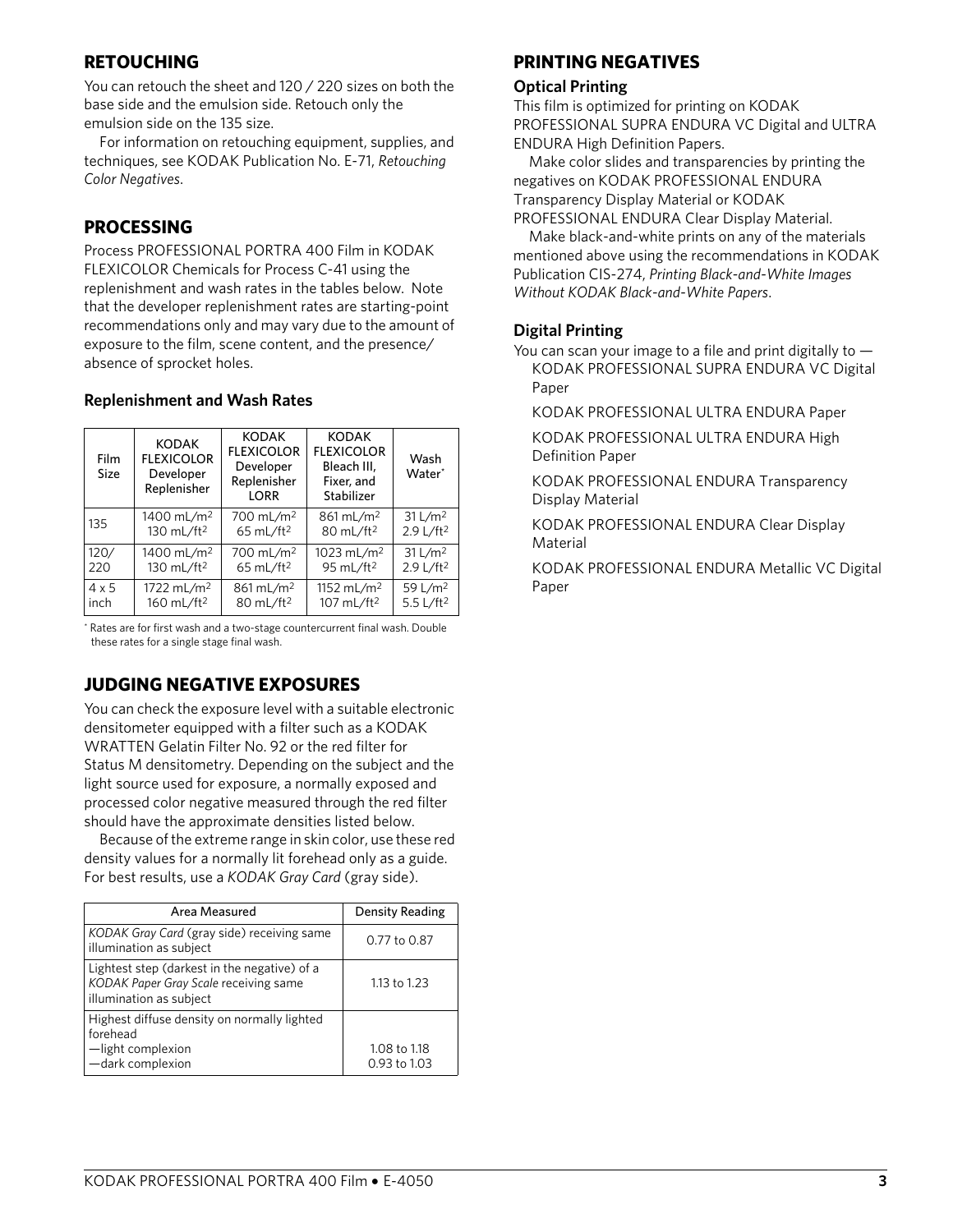## RETOUCHING

You can retouch the sheet and 120 / 220 sizes on both the base side and the emulsion side. Retouch only the emulsion side on the 135 size.

For information on retouching equipment, supplies, and techniques, see KODAK Publication No. E-71, *Retouching Color Negatives*.

## PROCESSING

Process PROFESSIONAL PORTRA 400 Film in KODAK FLEXICOLOR Chemicals for Process C-41 using the replenishment and wash rates in the tables below. Note that the developer replenishment rates are starting-point recommendations only and may vary due to the amount of exposure to the film, scene content, and the presence/absence of sprocket holes.

### Replenishment and Wash Rates

| Film Size | KODAK FLEXICOLOR Developer Replenisher | KODAK FLEXICOLOR Developer Replenisher LORR | KODAK FLEXICOLOR Bleach III, Fixer, and Stabilizer | Wash Water* |
|---|---|---|---|---|
| 135 | 1400 mL/m² 130 mL/ft² | 700 mL/m² 65 mL/ft² | 861 mL/m² 80 mL/ft² | 31 L/m² 2.9 L/ft² |
| 120/ 220 | 1400 mL/m² 130 mL/ft² | 700 mL/m² 65 mL/ft² | 1023 mL/m² 95 mL/ft² | 31 L/m² 2.9 L/ft² |
| 4 x 5 inch | 1722 mL/m² 160 mL/ft² | 861 mL/m² 80 mL/ft² | 1152 mL/m² 107 mL/ft² | 59 L/m² 5.5 L/ft² |

* Rates are for first wash and a two-stage countercurrent final wash. Double these rates for a single stage final wash.

## JUDGING NEGATIVE EXPOSURES

You can check the exposure level with a suitable electronic densitometer equipped with a filter such as a KODAK WRATTEN Gelatin Filter No. 92 or the red filter for Status M densitometry. Depending on the subject and the light source used for exposure, a normally exposed and processed color negative measured through the red filter should have the approximate densities listed below.

Because of the extreme range in skin color, use these red density values for a normally lit forehead only as a guide. For best results, use a *KODAK Gray Card* (gray side).

| Area Measured | Density Reading |
|---|---|
| *KODAK Gray Card* (gray side) receiving same illumination as subject | 0.77 to 0.87 |
| Lightest step (darkest in the negative) of a *KODAK Paper Gray Scale* receiving same illumination as subject | 1.13 to 1.23 |
| Highest diffuse density on normally lighted forehead<br>—light complexion<br>—dark complexion | <br><br>1.08 to 1.18<br>0.93 to 1.03 |

## PRINTING NEGATIVES

### Optical Printing

This film is optimized for printing on KODAK PROFESSIONAL SUPRA ENDURA VC Digital and ULTRA ENDURA High Definition Papers.

Make color slides and transparencies by printing the negatives on KODAK PROFESSIONAL ENDURA Transparency Display Material or KODAK PROFESSIONAL ENDURA Clear Display Material.

Make black-and-white prints on any of the materials mentioned above using the recommendations in KODAK Publication CIS-274, *Printing Black-and-White Images Without KODAK Black-and-White Papers*.

### Digital Printing

You can scan your image to a file and print digitally to —

KODAK PROFESSIONAL SUPRA ENDURA VC Digital Paper

KODAK PROFESSIONAL ULTRA ENDURA Paper

KODAK PROFESSIONAL ULTRA ENDURA High Definition Paper

KODAK PROFESSIONAL ENDURA Transparency Display Material

KODAK PROFESSIONAL ENDURA Clear Display Material

KODAK PROFESSIONAL ENDURA Metallic VC Digital Paper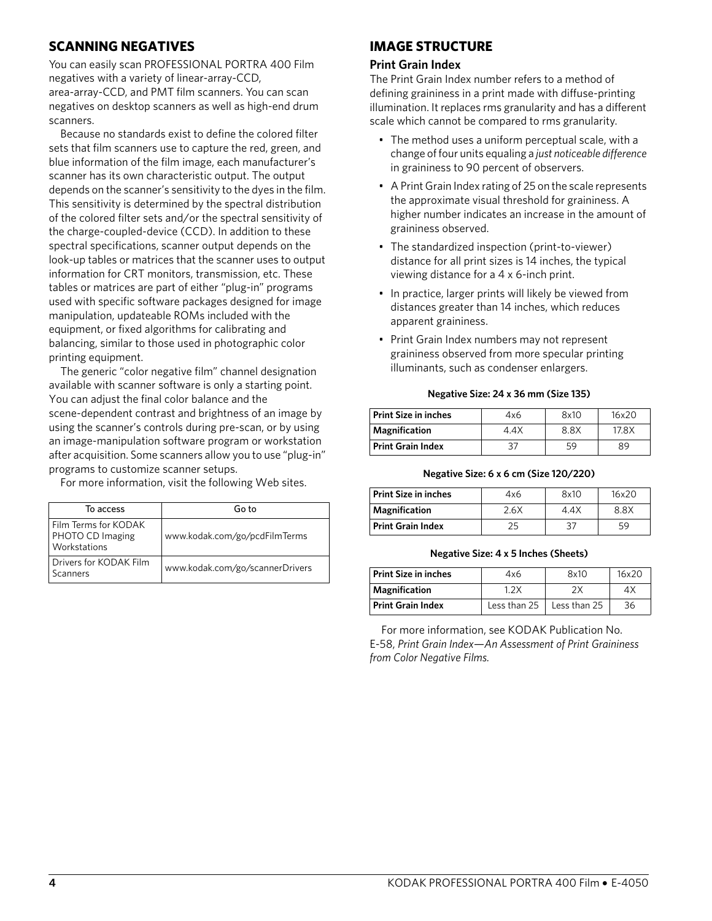## SCANNING NEGATIVES

You can easily scan PROFESSIONAL PORTRA 400 Film negatives with a variety of linear-array-CCD, area-array-CCD, and PMT film scanners. You can scan negatives on desktop scanners as well as high-end drum scanners.

Because no standards exist to define the colored filter sets that film scanners use to capture the red, green, and blue information of the film image, each manufacturer's scanner has its own characteristic output. The output depends on the scanner's sensitivity to the dyes in the film. This sensitivity is determined by the spectral distribution of the colored filter sets and/or the spectral sensitivity of the charge-coupled-device (CCD). In addition to these spectral specifications, scanner output depends on the look-up tables or matrices that the scanner uses to output information for CRT monitors, transmission, etc. These tables or matrices are part of either "plug-in" programs used with specific software packages designed for image manipulation, updateable ROMs included with the equipment, or fixed algorithms for calibrating and balancing, similar to those used in photographic color printing equipment.

The generic "color negative film" channel designation available with scanner software is only a starting point. You can adjust the final color balance and the scene-dependent contrast and brightness of an image by using the scanner's controls during pre-scan, or by using an image-manipulation software program or workstation after acquisition. Some scanners allow you to use "plug-in" programs to customize scanner setups.

For more information, visit the following Web sites.

| To access | Go to |
|---|---|
| Film Terms for KODAK PHOTO CD Imaging Workstations | www.kodak.com/go/pcdFilmTerms |
| Drivers for KODAK Film Scanners | www.kodak.com/go/scannerDrivers |

## IMAGE STRUCTURE

### Print Grain Index

The Print Grain Index number refers to a method of defining graininess in a print made with diffuse-printing illumination. It replaces rms granularity and has a different scale which cannot be compared to rms granularity.

- The method uses a uniform perceptual scale, with a change of four units equaling a *just noticeable difference* in graininess to 90 percent of observers.
- A Print Grain Index rating of 25 on the scale represents the approximate visual threshold for graininess. A higher number indicates an increase in the amount of graininess observed.
- The standardized inspection (print-to-viewer) distance for all print sizes is 14 inches, the typical viewing distance for a 4 x 6-inch print.
- In practice, larger prints will likely be viewed from distances greater than 14 inches, which reduces apparent graininess.
- Print Grain Index numbers may not represent graininess observed from more specular printing illuminants, such as condenser enlargers.

**Negative Size: 24 x 36 mm (Size 135)**

| Print Size in inches | 4x6 | 8x10 | 16x20 |
|---|---|---|---|
| **Magnification** | 4.4X | 8.8X | 17.8X |
| **Print Grain Index** | 37 | 59 | 89 |

**Negative Size: 6 x 6 cm (Size 120/220)**

| Print Size in inches | 4x6 | 8x10 | 16x20 |
|---|---|---|---|
| **Magnification** | 2.6X | 4.4X | 8.8X |
| **Print Grain Index** | 25 | 37 | 59 |

**Negative Size: 4 x 5 Inches (Sheets)**

| Print Size in inches | 4x6 | 8x10 | 16x20 |
|---|---|---|---|
| **Magnification** | 1.2X | 2X | 4X |
| **Print Grain Index** | Less than 25 | Less than 25 | 36 |

For more information, see KODAK Publication No. E-58, *Print Grain Index—An Assessment of Print Graininess from Color Negative Films.*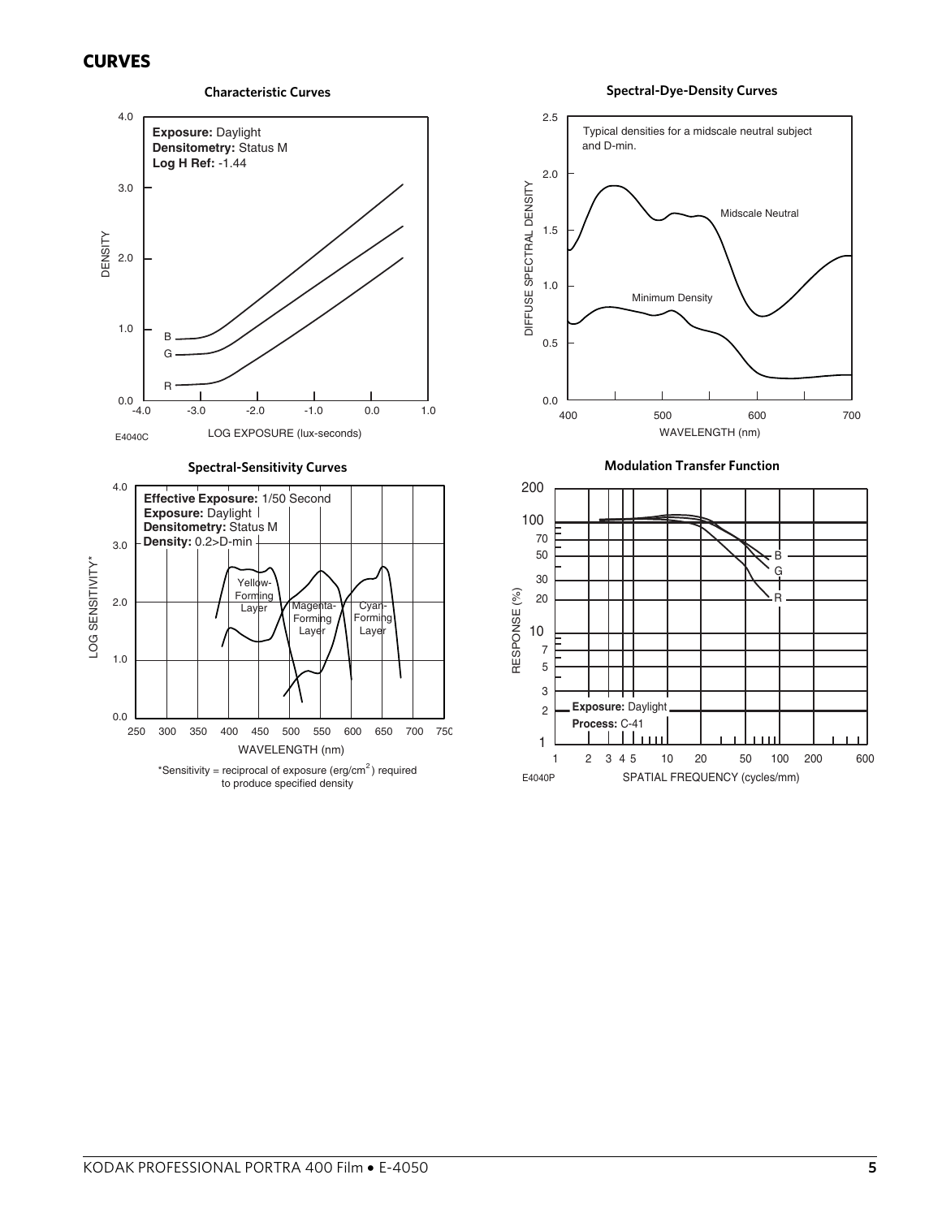## CURVES

### Characteristic Curves

Exposure: Daylight
Densitometry: Status M
Log H Ref: -1.44

DENSITY

LOG EXPOSURE (lux-seconds)

E4040C

### Spectral-Dye-Density Curves

Typical densities for a midscale neutral subject and D-min.

Midscale Neutral

Minimum Density

DIFFUSE SPECTRAL DENSITY

WAVELENGTH (nm)

### Spectral-Sensitivity Curves

Effective Exposure: 1/50 Second
Exposure: Daylight
Densitometry: Status M
Density: 0.2>D-min

Yellow-Forming Layer

Magenta-Forming Layer

Cyan-Forming Layer

LOG SENSITIVITY*

WAVELENGTH (nm)

*Sensitivity = reciprocal of exposure (erg/cm$^2$) required to produce specified density

### Modulation Transfer Function

Exposure: Daylight
Process: C-41

RESPONSE (%)

SPATIAL FREQUENCY (cycles/mm)

E4040P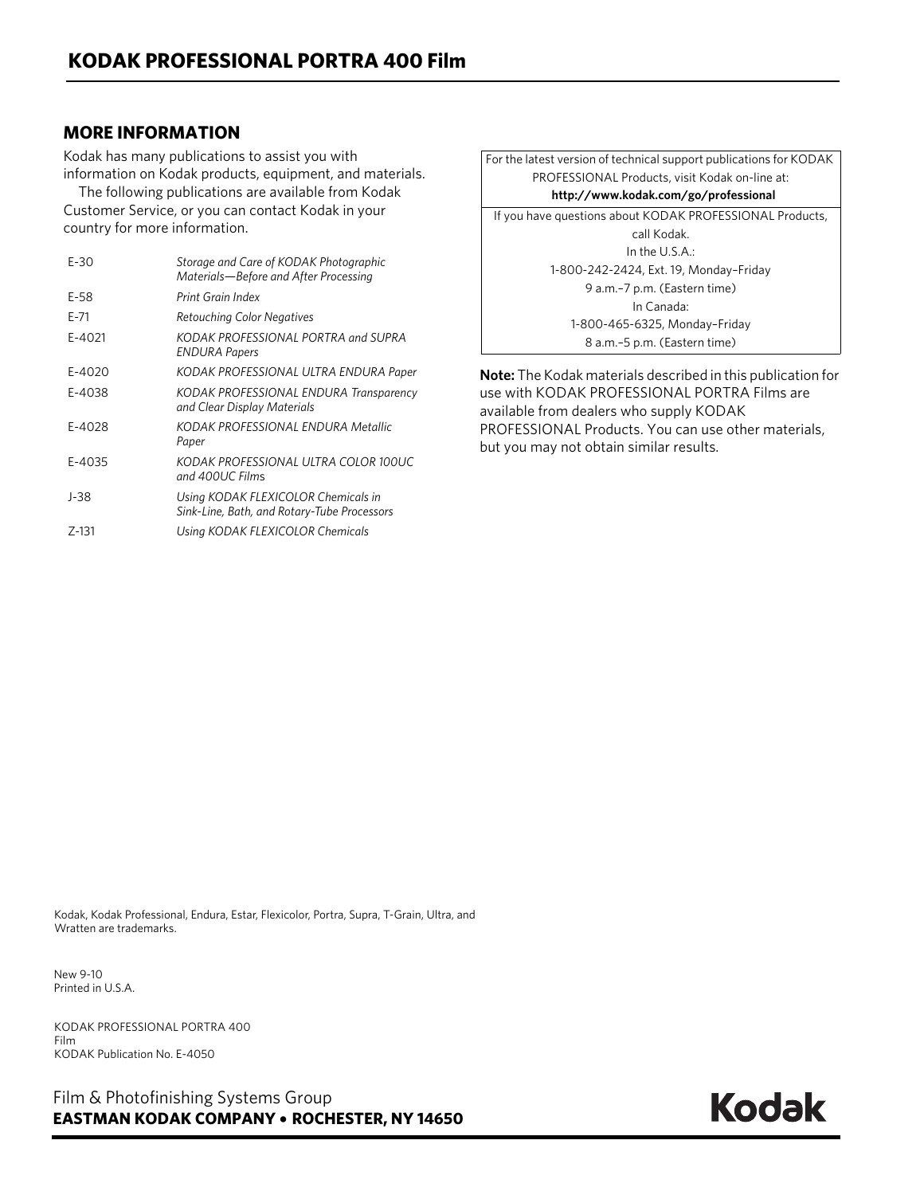## MORE INFORMATION

Kodak has many publications to assist you with information on Kodak products, equipment, and materials.

The following publications are available from Kodak Customer Service, or you can contact Kodak in your country for more information.

| | |
|---|---|
| E-30 | *Storage and Care of KODAK Photographic Materials—Before and After Processing* |
| E-58 | *Print Grain Index* |
| E-71 | *Retouching Color Negatives* |
| E-4021 | *KODAK PROFESSIONAL PORTRA and SUPRA ENDURA Papers* |
| E-4020 | *KODAK PROFESSIONAL ULTRA ENDURA Paper* |
| E-4038 | *KODAK PROFESSIONAL ENDURA Transparency and Clear Display Materials* |
| E-4028 | *KODAK PROFESSIONAL ENDURA Metallic Paper* |
| E-4035 | *KODAK PROFESSIONAL ULTRA COLOR 100UC and 400UC Films* |
| J-38 | *Using KODAK FLEXICOLOR Chemicals in Sink-Line, Bath, and Rotary-Tube Processors* |
| Z-131 | *Using KODAK FLEXICOLOR Chemicals* |

For the latest version of technical support publications for KODAK PROFESSIONAL Products, visit Kodak on-line at:
**http://www.kodak.com/go/professional**

If you have questions about KODAK PROFESSIONAL Products, call Kodak.
In the U.S.A.:
1-800-242-2424, Ext. 19, Monday–Friday
9 a.m.–7 p.m. (Eastern time)
In Canada:
1-800-465-6325, Monday–Friday
8 a.m.–5 p.m. (Eastern time)

**Note:** The Kodak materials described in this publication for use with KODAK PROFESSIONAL PORTRA Films are available from dealers who supply KODAK PROFESSIONAL Products. You can use other materials, but you may not obtain similar results.

Kodak, Kodak Professional, Endura, Estar, Flexicolor, Portra, Supra, T-Grain, Ultra, and Wratten are trademarks.

New 9-10
Printed in U.S.A.

KODAK PROFESSIONAL PORTRA 400 Film
KODAK Publication No. E-4050

Film & Photofinishing Systems Group
**EASTMAN KODAK COMPANY • ROCHESTER, NY 14650**

Kodak